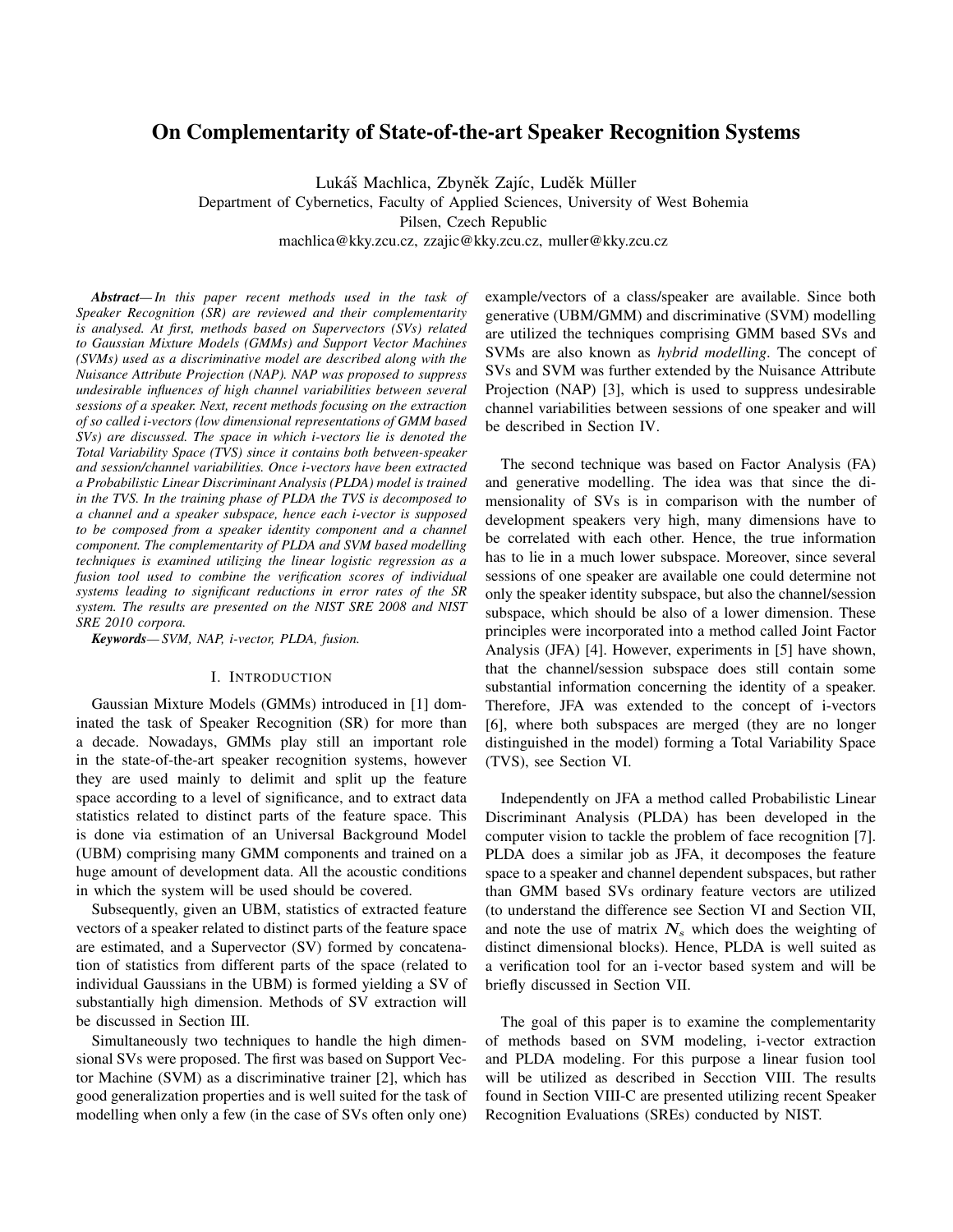# On Complementarity of State-of-the-art Speaker Recognition Systems

Lukáš Machlica, Zbyněk Zajíc, Luděk Müller
Department of Cybernetics, Faculty of Applied Sciences, University of West Bohemia
Pilsen, Czech Republic
machlica@kky.zcu.cz, zzajic@kky.zcu.cz, muller@kky.zcu.cz

***Abstract*** — *In this paper recent methods used in the task of Speaker Recognition (SR) are reviewed and their complementarity is analysed. At first, methods based on Supervectors (SVs) related to Gaussian Mixture Models (GMMs) and Support Vector Machines (SVMs) used as a discriminative model are described along with the Nuisance Attribute Projection (NAP). NAP was proposed to suppress undesirable influences of high channel variabilities between several sessions of a speaker. Next, recent methods focusing on the extraction of so called i-vectors (low dimensional representations of GMM based SVs) are discussed. The space in which i-vectors lie is denoted the Total Variability Space (TVS) since it contains both between-speaker and session/channel variabilities. Once i-vectors have been extracted a Probabilistic Linear Discriminant Analysis (PLDA) model is trained in the TVS. In the training phase of PLDA the TVS is decomposed to a channel and a speaker subspace, hence each i-vector is supposed to be composed from a speaker identity component and a channel component. The complementarity of PLDA and SVM based modelling techniques is examined utilizing the linear logistic regression as a fusion tool used to combine the verification scores of individual systems leading to significant reductions in error rates of the SR system. The results are presented on the NIST SRE 2008 and NIST SRE 2010 corpora.*

***Keywords*** — *SVM, NAP, i-vector, PLDA, fusion.*

## I. Introduction

Gaussian Mixture Models (GMMs) introduced in [1] dominated the task of Speaker Recognition (SR) for more than a decade. Nowadays, GMMs play still an important role in the state-of-the-art speaker recognition systems, however they are used mainly to delimit and split up the feature space according to a level of significance, and to extract data statistics related to distinct parts of the feature space. This is done via estimation of an Universal Background Model (UBM) comprising many GMM components and trained on a huge amount of development data. All the acoustic conditions in which the system will be used should be covered.

Subsequently, given an UBM, statistics of extracted feature vectors of a speaker related to distinct parts of the feature space are estimated, and a Supervector (SV) formed by concatenation of statistics from different parts of the space (related to individual Gaussians in the UBM) is formed yielding a SV of substantially high dimension. Methods of SV extraction will be discussed in Section III.

Simultaneously two techniques to handle the high dimensional SVs were proposed. The first was based on Support Vector Machine (SVM) as a discriminative trainer [2], which has good generalization properties and is well suited for the task of modelling when only a few (in the case of SVs often only one) example/vectors of a class/speaker are available. Since both generative (UBM/GMM) and discriminative (SVM) modelling are utilized the techniques comprising GMM based SVs and SVMs are also known as *hybrid modelling*. The concept of SVs and SVM was further extended by the Nuisance Attribute Projection (NAP) [3], which is used to suppress undesirable channel variabilities between sessions of one speaker and will be described in Section IV.

The second technique was based on Factor Analysis (FA) and generative modelling. The idea was that since the dimensionality of SVs is in comparison with the number of development speakers very high, many dimensions have to be correlated with each other. Hence, the true information has to lie in a much lower subspace. Moreover, since several sessions of one speaker are available one could determine not only the speaker identity subspace, but also the channel/session subspace, which should be also of a lower dimension. These principles were incorporated into a method called Joint Factor Analysis (JFA) [4]. However, experiments in [5] have shown, that the channel/session subspace does still contain some substantial information concerning the identity of a speaker. Therefore, JFA was extended to the concept of i-vectors [6], where both subspaces are merged (they are no longer distinguished in the model) forming a Total Variability Space (TVS), see Section VI.

Independently on JFA a method called Probabilistic Linear Discriminant Analysis (PLDA) has been developed in the computer vision to tackle the problem of face recognition [7]. PLDA does a similar job as JFA, it decomposes the feature space to a speaker and channel dependent subspaces, but rather than GMM based SVs ordinary feature vectors are utilized (to understand the difference see Section VI and Section VII, and note the use of matrix $\boldsymbol{N}_s$ which does the weighting of distinct dimensional blocks). Hence, PLDA is well suited as a verification tool for an i-vector based system and will be briefly discussed in Section VII.

The goal of this paper is to examine the complementarity of methods based on SVM modeling, i-vector extraction and PLDA modeling. For this purpose a linear fusion tool will be utilized as described in Secction VIII. The results found in Section VIII-C are presented utilizing recent Speaker Recognition Evaluations (SREs) conducted by NIST.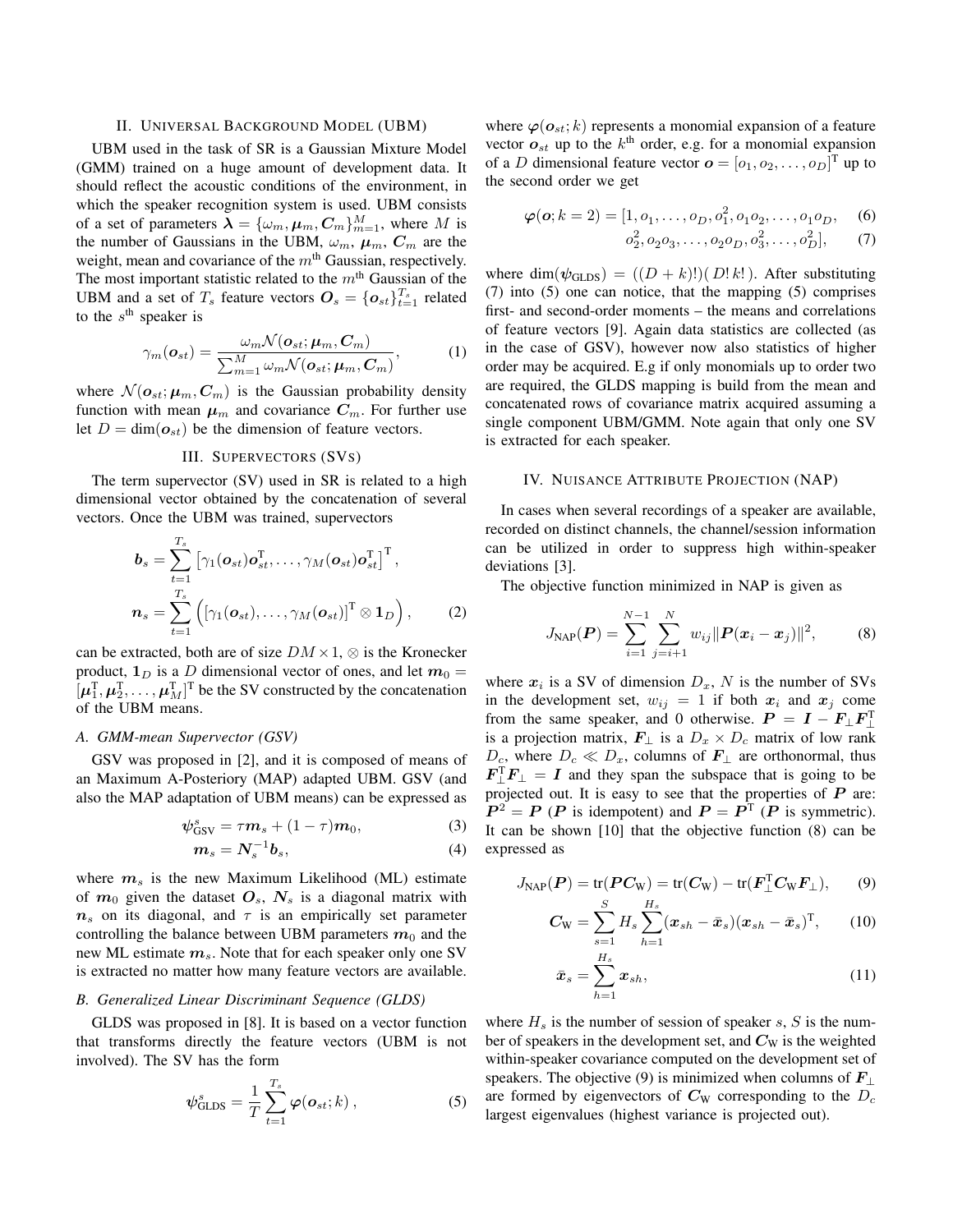## II. Universal Background Model (UBM)

UBM used in the task of SR is a Gaussian Mixture Model (GMM) trained on a huge amount of development data. It should reflect the acoustic conditions of the environment, in which the speaker recognition system is used. UBM consists of a set of parameters $\boldsymbol{\lambda} = \{\omega_m, \boldsymbol{\mu}_m, \boldsymbol{C}_m\}_{m=1}^{M}$, where $M$ is the number of Gaussians in the UBM, $\omega_m$, $\boldsymbol{\mu}_m$, $\boldsymbol{C}_m$ are the weight, mean and covariance of the $m^{\text{th}}$ Gaussian, respectively. The most important statistic related to the $m^{\text{th}}$ Gaussian of the UBM and a set of $T_s$ feature vectors $\boldsymbol{O}_s = \{\boldsymbol{o}_{st}\}_{t=1}^{T_s}$ related to the $s^{\text{th}}$ speaker is

$$\gamma_m(\boldsymbol{o}_{st}) = \frac{\omega_m \mathcal{N}(\boldsymbol{o}_{st}; \boldsymbol{\mu}_m, \boldsymbol{C}_m)}{\sum_{m=1}^{M} \omega_m \mathcal{N}(\boldsymbol{o}_{st}; \boldsymbol{\mu}_m, \boldsymbol{C}_m)}, \tag{1}$$

where $\mathcal{N}(\boldsymbol{o}_{st}; \boldsymbol{\mu}_m, \boldsymbol{C}_m)$ is the Gaussian probability density function with mean $\boldsymbol{\mu}_m$ and covariance $\boldsymbol{C}_m$. For further use let $D = \dim(\boldsymbol{o}_{st})$ be the dimension of feature vectors.

## III. Supervectors (SVs)

The term supervector (SV) used in SR is related to a high dimensional vector obtained by the concatenation of several vectors. Once the UBM was trained, supervectors

$$\begin{aligned} \boldsymbol{b}_s &= \sum_{t=1}^{T_s} \left[\gamma_1(\boldsymbol{o}_{st})\boldsymbol{o}_{st}^{\mathrm{T}}, \dots, \gamma_M(\boldsymbol{o}_{st})\boldsymbol{o}_{st}^{\mathrm{T}}\right]^{\mathrm{T}}, \\ \boldsymbol{n}_s &= \sum_{t=1}^{T_s} \left(\left[\gamma_1(\boldsymbol{o}_{st}), \dots, \gamma_M(\boldsymbol{o}_{st})\right]^{\mathrm{T}} \otimes \boldsymbol{1}_D\right), \end{aligned} \tag{2}$$

can be extracted, both are of size $DM \times 1$, $\otimes$ is the Kronecker product, $\boldsymbol{1}_D$ is a $D$ dimensional vector of ones, and let $\boldsymbol{m}_0 = [\boldsymbol{\mu}_1^{\mathrm{T}}, \boldsymbol{\mu}_2^{\mathrm{T}}, \dots, \boldsymbol{\mu}_M^{\mathrm{T}}]^{\mathrm{T}}$ be the SV constructed by the concatenation of the UBM means.

### A. GMM-mean Supervector (GSV)

GSV was proposed in [2], and it is composed of means of an Maximum A-Posteriory (MAP) adapted UBM. GSV (and also the MAP adaptation of UBM means) can be expressed as

$$\boldsymbol{\psi}_{\text{GSV}}^{s} = \tau \boldsymbol{m}_s + (1-\tau)\boldsymbol{m}_0, \tag{3}$$

$$\boldsymbol{m}_s = \boldsymbol{N}_s^{-1}\boldsymbol{b}_s, \tag{4}$$

where $\boldsymbol{m}_s$ is the new Maximum Likelihood (ML) estimate of $\boldsymbol{m}_0$ given the dataset $\boldsymbol{O}_s$, $\boldsymbol{N}_s$ is a diagonal matrix with $\boldsymbol{n}_s$ on its diagonal, and $\tau$ is an empirically set parameter controlling the balance between UBM parameters $\boldsymbol{m}_0$ and the new ML estimate $\boldsymbol{m}_s$. Note that for each speaker only one SV is extracted no matter how many feature vectors are available.

### B. Generalized Linear Discriminant Sequence (GLDS)

GLDS was proposed in [8]. It is based on a vector function that transforms directly the feature vectors (UBM is not involved). The SV has the form

$$\boldsymbol{\psi}_{\text{GLDS}}^{s} = \frac{1}{T}\sum_{t=1}^{T_s} \boldsymbol{\varphi}(\boldsymbol{o}_{st}; k), \tag{5}$$

where $\boldsymbol{\varphi}(\boldsymbol{o}_{st}; k)$ represents a monomial expansion of a feature vector $\boldsymbol{o}_{st}$ up to the $k^{\text{th}}$ order, e.g. for a monomial expansion of a $D$ dimensional feature vector $\boldsymbol{o} = [o_1, o_2, \dots, o_D]^{\mathrm{T}}$ up to the second order we get

$$\boldsymbol{\varphi}(\boldsymbol{o}; k=2) = [1, o_1, \dots, o_D, o_1^2, o_1 o_2, \dots, o_1 o_D, \tag{6}$$

$$o_2^2, o_2 o_3, \dots, o_2 o_D, o_3^2, \dots, o_D^2], \tag{7}$$

where $\dim(\boldsymbol{\psi}_{\text{GLDS}}) = ((D+k)!)(\,D!\,k!\,)$. After substituting (7) into (5) one can notice, that the mapping (5) comprises first- and second-order moments – the means and correlations of feature vectors [9]. Again data statistics are collected (as in the case of GSV), however now also statistics of higher order may be acquired. E.g if only monomials up to order two are required, the GLDS mapping is build from the mean and concatenated rows of covariance matrix acquired assuming a single component UBM/GMM. Note again that only one SV is extracted for each speaker.

## IV. Nuisance Attribute Projection (NAP)

In cases when several recordings of a speaker are available, recorded on distinct channels, the channel/session information can be utilized in order to suppress high within-speaker deviations [3].

The objective function minimized in NAP is given as

$$J_{\text{NAP}}(\boldsymbol{P}) = \sum_{i=1}^{N-1}\sum_{j=i+1}^{N} w_{ij}\|\boldsymbol{P}(\boldsymbol{x}_i - \boldsymbol{x}_j)\|^2, \tag{8}$$

where $\boldsymbol{x}_i$ is a SV of dimension $D_x$, $N$ is the number of SVs in the development set, $w_{ij} = 1$ if both $\boldsymbol{x}_i$ and $\boldsymbol{x}_j$ come from the same speaker, and 0 otherwise. $\boldsymbol{P} = \boldsymbol{I} - \boldsymbol{F}_{\perp}\boldsymbol{F}_{\perp}^{\mathrm{T}}$ is a projection matrix, $\boldsymbol{F}_{\perp}$ is a $D_x \times D_c$ matrix of low rank $D_c$, where $D_c \ll D_x$, columns of $\boldsymbol{F}_{\perp}$ are orthonormal, thus $\boldsymbol{F}_{\perp}^{\mathrm{T}}\boldsymbol{F}_{\perp} = \boldsymbol{I}$ and they span the subspace that is going to be projected out. It is easy to see that the properties of $\boldsymbol{P}$ are: $\boldsymbol{P}^2 = \boldsymbol{P}$ ($\boldsymbol{P}$ is idempotent) and $\boldsymbol{P} = \boldsymbol{P}^{\mathrm{T}}$ ($\boldsymbol{P}$ is symmetric). It can be shown [10] that the objective function (8) can be expressed as

$$J_{\text{NAP}}(\boldsymbol{P}) = \mathrm{tr}(\boldsymbol{P}\boldsymbol{C}_{\text{W}}) = \mathrm{tr}(\boldsymbol{C}_{\text{W}}) - \mathrm{tr}(\boldsymbol{F}_{\perp}^{\mathrm{T}}\boldsymbol{C}_{\text{W}}\boldsymbol{F}_{\perp}), \tag{9}$$

$$\boldsymbol{C}_{\text{W}} = \sum_{s=1}^{S} H_s \sum_{h=1}^{H_s} (\boldsymbol{x}_{sh} - \bar{\boldsymbol{x}}_s)(\boldsymbol{x}_{sh} - \bar{\boldsymbol{x}}_s)^{\mathrm{T}}, \tag{10}$$

$$\bar{\boldsymbol{x}}_s = \sum_{h=1}^{H_s} \boldsymbol{x}_{sh}, \tag{11}$$

where $H_s$ is the number of session of speaker $s$, $S$ is the number of speakers in the development set, and $\boldsymbol{C}_{\text{W}}$ is the weighted within-speaker covariance computed on the development set of speakers. The objective (9) is minimized when columns of $\boldsymbol{F}_{\perp}$ are formed by eigenvectors of $\boldsymbol{C}_{\text{W}}$ corresponding to the $D_c$ largest eigenvalues (highest variance is projected out).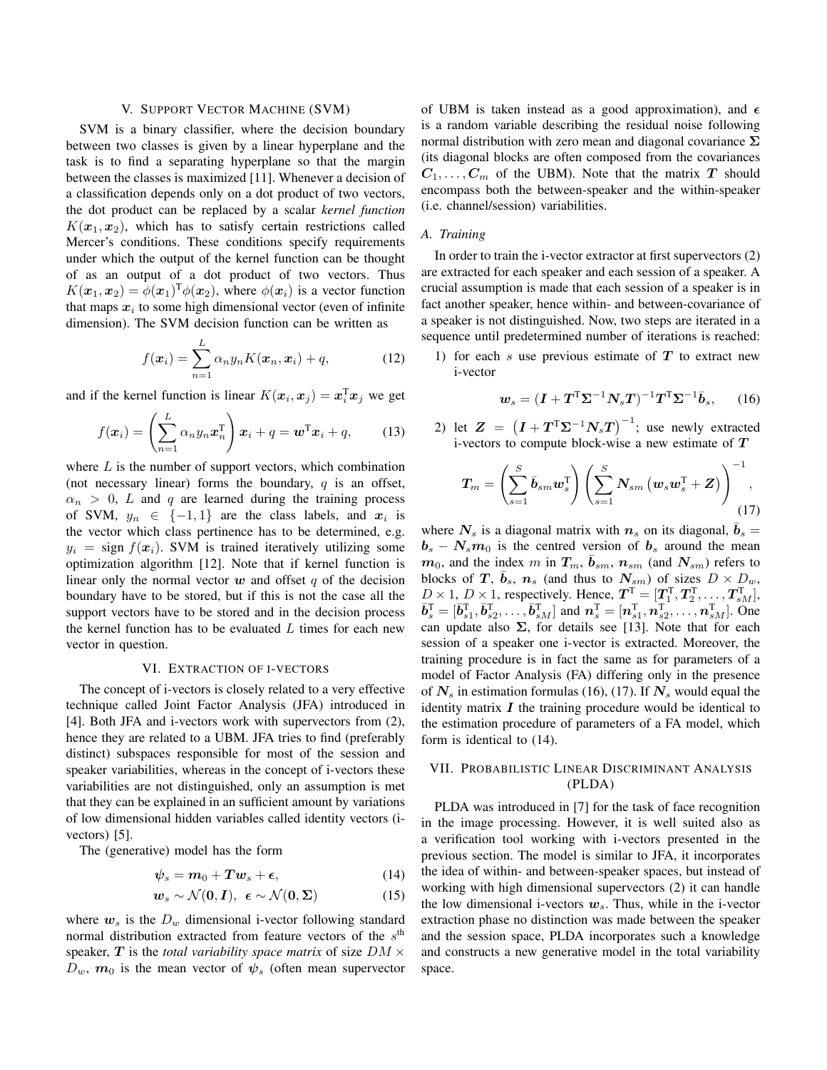## V. Support Vector Machine (SVM)

SVM is a binary classifier, where the decision boundary between two classes is given by a linear hyperplane and the task is to find a separating hyperplane so that the margin between the classes is maximized [11]. Whenever a decision of a classification depends only on a dot product of two vectors, the dot product can be replaced by a scalar *kernel function* $K(\boldsymbol{x}_1, \boldsymbol{x}_2)$, which has to satisfy certain restrictions called Mercer's conditions. These conditions specify requirements under which the output of the kernel function can be thought of as an output of a dot product of two vectors. Thus $K(\boldsymbol{x}_1, \boldsymbol{x}_2) = \phi(\boldsymbol{x}_1)^{\mathrm{T}}\phi(\boldsymbol{x}_2)$, where $\phi(\boldsymbol{x}_i)$ is a vector function that maps $\boldsymbol{x}_i$ to some high dimensional vector (even of infinite dimension). The SVM decision function can be written as

$$f(\boldsymbol{x}_i) = \sum_{n=1}^{L} \alpha_n y_n K(\boldsymbol{x}_n, \boldsymbol{x}_i) + q, \tag{12}$$

and if the kernel function is linear $K(\boldsymbol{x}_i, \boldsymbol{x}_j) = \boldsymbol{x}_i^{\mathrm{T}}\boldsymbol{x}_j$ we get

$$f(\boldsymbol{x}_i) = \left(\sum_{n=1}^{L} \alpha_n y_n \boldsymbol{x}_n^{\mathrm{T}}\right)\boldsymbol{x}_i + q = \boldsymbol{w}^{\mathrm{T}}\boldsymbol{x}_i + q, \tag{13}$$

where $L$ is the number of support vectors, which combination (not necessary linear) forms the boundary, $q$ is an offset, $\alpha_n > 0$, $L$ and $q$ are learned during the training process of SVM, $y_n \in \{-1, 1\}$ are the class labels, and $\boldsymbol{x}_i$ is the vector which class pertinence has to be determined, e.g. $y_i = \operatorname{sign} f(\boldsymbol{x}_i)$. SVM is trained iteratively utilizing some optimization algorithm [12]. Note that if kernel function is linear only the normal vector $\boldsymbol{w}$ and offset $q$ of the decision boundary have to be stored, but if this is not the case all the support vectors have to be stored and in the decision process the kernel function has to be evaluated $L$ times for each new vector in question.

## VI. Extraction of i-vectors

The concept of i-vectors is closely related to a very effective technique called Joint Factor Analysis (JFA) introduced in [4]. Both JFA and i-vectors work with supervectors from (2), hence they are related to a UBM. JFA tries to find (preferably distinct) subspaces responsible for most of the session and speaker variabilities, whereas in the concept of i-vectors these variabilities are not distinguished, only an assumption is met that they can be explained in an sufficient amount by variations of low dimensional hidden variables called identity vectors (i-vectors) [5].

The (generative) model has the form

$$\boldsymbol{\psi}_s = \boldsymbol{m}_0 + \boldsymbol{T}\boldsymbol{w}_s + \boldsymbol{\epsilon}, \tag{14}$$

$$\boldsymbol{w}_s \sim \mathcal{N}(\boldsymbol{0}, \boldsymbol{I}),\ \boldsymbol{\epsilon} \sim \mathcal{N}(\boldsymbol{0}, \boldsymbol{\Sigma}) \tag{15}$$

where $\boldsymbol{w}_s$ is the $D_w$ dimensional i-vector following standard normal distribution extracted from feature vectors of the $s^{\text{th}}$ speaker, $\boldsymbol{T}$ is the *total variability space matrix* of size $DM \times D_w$, $\boldsymbol{m}_0$ is the mean vector of $\boldsymbol{\psi}_s$ (often mean supervector of UBM is taken instead as a good approximation), and $\boldsymbol{\epsilon}$ is a random variable describing the residual noise following normal distribution with zero mean and diagonal covariance $\boldsymbol{\Sigma}$ (its diagonal blocks are often composed from the covariances $\boldsymbol{C}_1, \ldots, \boldsymbol{C}_m$ of the UBM). Note that the matrix $\boldsymbol{T}$ should encompass both the between-speaker and the within-speaker (i.e. channel/session) variabilities.

### A. Training

In order to train the i-vector extractor at first supervectors (2) are extracted for each speaker and each session of a speaker. A crucial assumption is made that each session of a speaker is in fact another speaker, hence within- and between-covariance of a speaker is not distinguished. Now, two steps are iterated in a sequence until predetermined number of iterations is reached:

1) for each $s$ use previous estimate of $\boldsymbol{T}$ to extract new i-vector

$$\boldsymbol{w}_s = (\boldsymbol{I} + \boldsymbol{T}^{\mathrm{T}}\boldsymbol{\Sigma}^{-1}\boldsymbol{N}_s\boldsymbol{T})^{-1}\boldsymbol{T}^{\mathrm{T}}\boldsymbol{\Sigma}^{-1}\bar{\boldsymbol{b}}_s, \tag{16}$$

2) let $\boldsymbol{Z} = \left(\boldsymbol{I} + \boldsymbol{T}^{\mathrm{T}}\boldsymbol{\Sigma}^{-1}\boldsymbol{N}_s\boldsymbol{T}\right)^{-1}$; use newly extracted i-vectors to compute block-wise a new estimate of $\boldsymbol{T}$

$$\boldsymbol{T}_m = \left(\sum_{s=1}^{S} \bar{\boldsymbol{b}}_{sm}\boldsymbol{w}_s^{\mathrm{T}}\right)\left(\sum_{s=1}^{S} \boldsymbol{N}_{sm}\left(\boldsymbol{w}_s\boldsymbol{w}_s^{\mathrm{T}} + \boldsymbol{Z}\right)\right)^{-1}, \tag{17}$$

where $\boldsymbol{N}_s$ is a diagonal matrix with $\boldsymbol{n}_s$ on its diagonal, $\bar{\boldsymbol{b}}_s = \boldsymbol{b}_s - \boldsymbol{N}_s\boldsymbol{m}_0$ is the centred version of $\boldsymbol{b}_s$ around the mean $\boldsymbol{m}_0$, and the index $m$ in $\boldsymbol{T}_m$, $\bar{\boldsymbol{b}}_{sm}$, $\boldsymbol{n}_{sm}$ (and $\boldsymbol{N}_{sm}$) refers to blocks of $\boldsymbol{T}$, $\bar{\boldsymbol{b}}_s$, $\boldsymbol{n}_s$ (and thus to $\boldsymbol{N}_{sm}$) of sizes $D \times D_w$, $D \times 1$, $D \times 1$, respectively. Hence, $\boldsymbol{T}^{\mathrm{T}} = [\boldsymbol{T}_1^{\mathrm{T}}, \boldsymbol{T}_2^{\mathrm{T}}, \ldots, \boldsymbol{T}_{sM}^{\mathrm{T}}]$, $\bar{\boldsymbol{b}}_s^{\mathrm{T}} = [\bar{\boldsymbol{b}}_{s1}^{\mathrm{T}}, \bar{\boldsymbol{b}}_{s2}^{\mathrm{T}}, \ldots, \bar{\boldsymbol{b}}_{sM}^{\mathrm{T}}]$ and $\boldsymbol{n}_s^{\mathrm{T}} = [\boldsymbol{n}_{s1}^{\mathrm{T}}, \boldsymbol{n}_{s2}^{\mathrm{T}}, \ldots, \boldsymbol{n}_{sM}^{\mathrm{T}}]$. One can update also $\boldsymbol{\Sigma}$, for details see [13]. Note that for each session of a speaker one i-vector is extracted. Moreover, the training procedure is in fact the same as for parameters of a model of Factor Analysis (FA) differing only in the presence of $\boldsymbol{N}_s$ in estimation formulas (16), (17). If $\boldsymbol{N}_s$ would equal the identity matrix $\boldsymbol{I}$ the training procedure would be identical to the estimation procedure of parameters of a FA model, which form is identical to (14).

## VII. Probabilistic Linear Discriminant Analysis (PLDA)

PLDA was introduced in [7] for the task of face recognition in the image processing. However, it is well suited also as a verification tool working with i-vectors presented in the previous section. The model is similar to JFA, it incorporates the idea of within- and between-speaker spaces, but instead of working with high dimensional supervectors (2) it can handle the low dimensional i-vectors $\boldsymbol{w}_s$. Thus, while in the i-vector extraction phase no distinction was made between the speaker and the session space, PLDA incorporates such a knowledge and constructs a new generative model in the total variability space.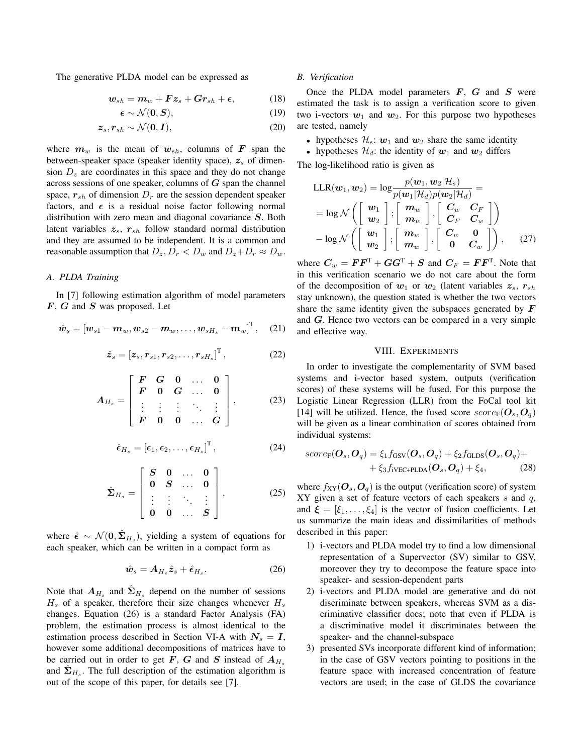The generative PLDA model can be expressed as

$$\boldsymbol{w}_{sh} = \boldsymbol{m}_w + \boldsymbol{F}\boldsymbol{z}_s + \boldsymbol{G}\boldsymbol{r}_{sh} + \boldsymbol{\epsilon}, \tag{18}$$

$$\boldsymbol{\epsilon} \sim \mathcal{N}(\boldsymbol{0}, \boldsymbol{S}), \tag{19}$$

$$\boldsymbol{z}_s, \boldsymbol{r}_{sh} \sim \mathcal{N}(\boldsymbol{0}, \boldsymbol{I}), \tag{20}$$

where $\boldsymbol{m}_w$ is the mean of $\boldsymbol{w}_{sh}$, columns of $\boldsymbol{F}$ span the between-speaker space (speaker identity space), $\boldsymbol{z}_s$ of dimension $D_z$ are coordinates in this space and they do not change across sessions of one speaker, columns of $\boldsymbol{G}$ span the channel space, $\boldsymbol{r}_{sh}$ of dimension $D_r$ are the session dependent speaker factors, and $\boldsymbol{\epsilon}$ is a residual noise factor following normal distribution with zero mean and diagonal covariance $\boldsymbol{S}$. Both latent variables $\boldsymbol{z}_s$, $\boldsymbol{r}_{sh}$ follow standard normal distribution and they are assumed to be independent. It is a common and reasonable assumption that $D_z, D_r < D_w$ and $D_z + D_r \approx D_w$.

### A. PLDA Training

In [7] following estimation algorithm of model parameters $\boldsymbol{F}$, $\boldsymbol{G}$ and $\boldsymbol{S}$ was proposed. Let

$$\hat{\boldsymbol{w}}_s = \left[\boldsymbol{w}_{s1} - \boldsymbol{m}_w, \boldsymbol{w}_{s2} - \boldsymbol{m}_w, \ldots, \boldsymbol{w}_{sH_s} - \boldsymbol{m}_w\right]^{\mathrm{T}}, \tag{21}$$

$$\hat{\boldsymbol{z}}_s = \left[\boldsymbol{z}_s, \boldsymbol{r}_{s1}, \boldsymbol{r}_{s2}, \ldots, \boldsymbol{r}_{sH_s}\right]^{\mathrm{T}}, \tag{22}$$

$$\boldsymbol{A}_{H_s} = \begin{bmatrix} \boldsymbol{F} & \boldsymbol{G} & \boldsymbol{0} & \ldots & \boldsymbol{0} \\ \boldsymbol{F} & \boldsymbol{0} & \boldsymbol{G} & \ldots & \boldsymbol{0} \\ \vdots & \vdots & \vdots & \ddots & \vdots \\ \boldsymbol{F} & \boldsymbol{0} & \boldsymbol{0} & \ldots & \boldsymbol{G} \end{bmatrix}, \tag{23}$$

$$\hat{\boldsymbol{\epsilon}}_{H_s} = \left[\boldsymbol{\epsilon}_1, \boldsymbol{\epsilon}_2, \ldots, \boldsymbol{\epsilon}_{H_s}\right]^{\mathrm{T}}, \tag{24}$$

$$\hat{\boldsymbol{\Sigma}}_{H_s} = \begin{bmatrix} \boldsymbol{S} & \boldsymbol{0} & \ldots & \boldsymbol{0} \\ \boldsymbol{0} & \boldsymbol{S} & \ldots & \boldsymbol{0} \\ \vdots & \vdots & \ddots & \vdots \\ \boldsymbol{0} & \boldsymbol{0} & \ldots & \boldsymbol{S} \end{bmatrix}, \tag{25}$$

where $\hat{\boldsymbol{\epsilon}} \sim \mathcal{N}(\boldsymbol{0}, \hat{\boldsymbol{\Sigma}}_{H_s})$, yielding a system of equations for each speaker, which can be written in a compact form as

$$\hat{\boldsymbol{w}}_s = \boldsymbol{A}_{H_s}\hat{\boldsymbol{z}}_s + \hat{\boldsymbol{\epsilon}}_{H_s}. \tag{26}$$

Note that $\boldsymbol{A}_{H_s}$ and $\hat{\boldsymbol{\Sigma}}_{H_s}$ depend on the number of sessions $H_s$ of a speaker, therefore their size changes whenever $H_s$ changes. Equation (26) is a standard Factor Analysis (FA) problem, the estimation process is almost identical to the estimation process described in Section VI-A with $\boldsymbol{N}_s = \boldsymbol{I}$, however some additional decompositions of matrices have to be carried out in order to get $\boldsymbol{F}$, $\boldsymbol{G}$ and $\boldsymbol{S}$ instead of $\boldsymbol{A}_{H_s}$ and $\hat{\boldsymbol{\Sigma}}_{H_s}$. The full description of the estimation algorithm is out of the scope of this paper, for details see [7].

### B. Verification

Once the PLDA model parameters $\boldsymbol{F}$, $\boldsymbol{G}$ and $\boldsymbol{S}$ were estimated the task is to assign a verification score to given two i-vectors $\boldsymbol{w}_1$ and $\boldsymbol{w}_2$. For this purpose two hypotheses are tested, namely

- hypotheses $\mathcal{H}_s$: $\boldsymbol{w}_1$ and $\boldsymbol{w}_2$ share the same identity
- hypotheses $\mathcal{H}_d$: the identity of $\boldsymbol{w}_1$ and $\boldsymbol{w}_2$ differs

The log-likelihood ratio is given as

$$\begin{aligned} \mathrm{LLR}(\boldsymbol{w}_1, \boldsymbol{w}_2) &= \log \frac{p(\boldsymbol{w}_1, \boldsymbol{w}_2 | \mathcal{H}_s)}{p(\boldsymbol{w}_1 | \mathcal{H}_d) p(\boldsymbol{w}_2 | \mathcal{H}_d)} = \\ &= \log \mathcal{N}\left(\begin{bmatrix} \boldsymbol{w}_1 \\ \boldsymbol{w}_2 \end{bmatrix}; \begin{bmatrix} \boldsymbol{m}_w \\ \boldsymbol{m}_w \end{bmatrix}, \begin{bmatrix} \boldsymbol{C}_w & \boldsymbol{C}_F \\ \boldsymbol{C}_F & \boldsymbol{C}_w \end{bmatrix}\right) \\ &- \log \mathcal{N}\left(\begin{bmatrix} \boldsymbol{w}_1 \\ \boldsymbol{w}_2 \end{bmatrix}; \begin{bmatrix} \boldsymbol{m}_w \\ \boldsymbol{m}_w \end{bmatrix}, \begin{bmatrix} \boldsymbol{C}_w & \boldsymbol{0} \\ \boldsymbol{0} & \boldsymbol{C}_w \end{bmatrix}\right), \end{aligned} \tag{27}$$

where $\boldsymbol{C}_w = \boldsymbol{F}\boldsymbol{F}^{\mathrm{T}} + \boldsymbol{G}\boldsymbol{G}^{\mathrm{T}} + \boldsymbol{S}$ and $\boldsymbol{C}_F = \boldsymbol{F}\boldsymbol{F}^{\mathrm{T}}$. Note that in this verification scenario we do not care about the form of the decomposition of $\boldsymbol{w}_1$ or $\boldsymbol{w}_2$ (latent variables $\boldsymbol{z}_s$, $\boldsymbol{r}_{sh}$ stay unknown), the question stated is whether the two vectors share the same identity given the subspaces generated by $\boldsymbol{F}$ and $\boldsymbol{G}$. Hence two vectors can be compared in a very simple and effective way.

## VIII. Experiments

In order to investigate the complementarity of SVM based systems and i-vector based system, outputs (verification scores) of these systems will be fused. For this purpose the Logistic Linear Regression (LLR) from the FoCal tool kit [14] will be utilized. Hence, the fused score $score_{\mathrm{F}}(\boldsymbol{O}_s, \boldsymbol{O}_q)$ will be given as a linear combination of scores obtained from individual systems:

$$\begin{aligned} score_{\mathrm{F}}(\boldsymbol{O}_s, \boldsymbol{O}_q) = \xi_1 f_{\mathrm{GSV}}(\boldsymbol{O}_s, \boldsymbol{O}_q) + \xi_2 f_{\mathrm{GLDS}}(\boldsymbol{O}_s, \boldsymbol{O}_q) + \\ + \xi_3 f_{\mathrm{iVEC+PLDA}}(\boldsymbol{O}_s, \boldsymbol{O}_q) + \xi_4, \end{aligned} \tag{28}$$

where $f_{\mathrm{XY}}(\boldsymbol{O}_s, \boldsymbol{O}_q)$ is the output (verification score) of system XY given a set of feature vectors of each speakers $s$ and $q$, and $\boldsymbol{\xi} = [\xi_1, \ldots, \xi_4]$ is the vector of fusion coefficients. Let us summarize the main ideas and dissimilarities of methods described in this paper:

1) i-vectors and PLDA model try to find a low dimensional representation of a Supervector (SV) similar to GSV, moreover they try to decompose the feature space into speaker- and session-dependent parts
2) i-vectors and PLDA model are generative and do not discriminate between speakers, whereas SVM as a discriminative classifier does; note that even if PLDA is a discriminative model it discriminates between the speaker- and the channel-subspace
3) presented SVs incorporate different kind of information; in the case of GSV vectors pointing to positions in the feature space with increased concentration of feature vectors are used; in the case of GLDS the covariance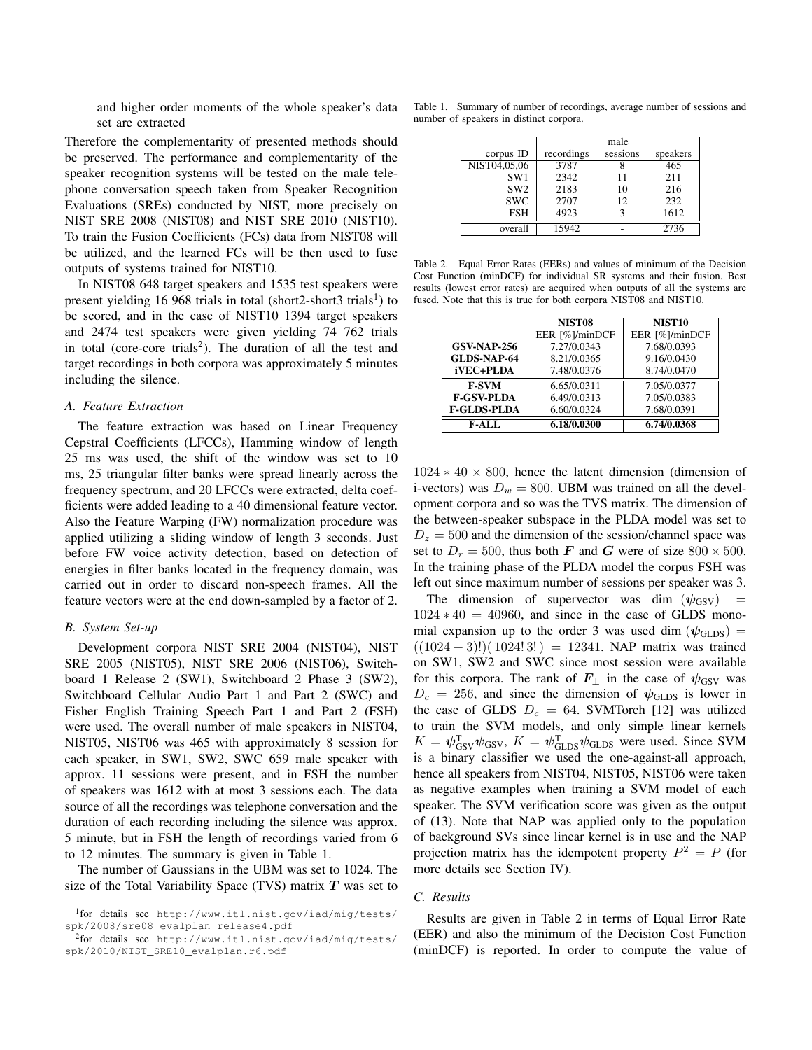and higher order moments of the whole speaker's data set are extracted

Therefore the complementarity of presented methods should be preserved. The performance and complementarity of the speaker recognition systems will be tested on the male telephone conversation speech taken from Speaker Recognition Evaluations (SREs) conducted by NIST, more precisely on NIST SRE 2008 (NIST08) and NIST SRE 2010 (NIST10). To train the Fusion Coefficients (FCs) data from NIST08 will be utilized, and the learned FCs will be then used to fuse outputs of systems trained for NIST10.

In NIST08 648 target speakers and 1535 test speakers were present yielding 16 968 trials in total (short2-short3 trials[1]) to be scored, and in the case of NIST10 1394 target speakers and 2474 test speakers were given yielding 74 762 trials in total (core-core trials[2]). The duration of all the test and target recordings in both corpora was approximately 5 minutes including the silence.

### A. Feature Extraction

The feature extraction was based on Linear Frequency Cepstral Coefficients (LFCCs), Hamming window of length 25 ms was used, the shift of the window was set to 10 ms, 25 triangular filter banks were spread linearly across the frequency spectrum, and 20 LFCCs were extracted, delta coefficients were added leading to a 40 dimensional feature vector. Also the Feature Warping (FW) normalization procedure was applied utilizing a sliding window of length 3 seconds. Just before FW voice activity detection, based on detection of energies in filter banks located in the frequency domain, was carried out in order to discard non-speech frames. All the feature vectors were at the end down-sampled by a factor of 2.

### B. System Set-up

Development corpora NIST SRE 2004 (NIST04), NIST SRE 2005 (NIST05), NIST SRE 2006 (NIST06), Switchboard 1 Release 2 (SW1), Switchboard 2 Phase 3 (SW2), Switchboard Cellular Audio Part 1 and Part 2 (SWC) and Fisher English Training Speech Part 1 and Part 2 (FSH) were used. The overall number of male speakers in NIST04, NIST05, NIST06 was 465 with approximately 8 session for each speaker, in SW1, SW2, SWC 659 male speaker with approx. 11 sessions were present, and in FSH the number of speakers was 1612 with at most 3 sessions each. The data source of all the recordings was telephone conversation and the duration of each recording including the silence was approx. 5 minute, but in FSH the length of recordings varied from 6 to 12 minutes. The summary is given in Table 1.

The number of Gaussians in the UBM was set to 1024. The size of the Total Variability Space (TVS) matrix $\boldsymbol{T}$ was set to $1024 * 40 \times 800$, hence the latent dimension (dimension of i-vectors) was $D_w = 800$. UBM was trained on all the development corpora and so was the TVS matrix. The dimension of the between-speaker subspace in the PLDA model was set to $D_z = 500$ and the dimension of the session/channel space was set to $D_r = 500$, thus both $\boldsymbol{F}$ and $\boldsymbol{G}$ were of size $800 \times 500$. In the training phase of the PLDA model the corpus FSH was left out since maximum number of sessions per speaker was 3.

The dimension of supervector was $\dim(\boldsymbol{\psi}_{\text{GSV}}) = 1024 * 40 = 40960$, and since in the case of GLDS monomial expansion up to the order 3 was used $\dim(\boldsymbol{\psi}_{\text{GLDS}}) = ((1024+3)!)(1024!\,3!) = 12341$. NAP matrix was trained on SW1, SW2 and SWC since most session were available for this corpora. The rank of $\boldsymbol{F}_{\perp}$ in the case of $\boldsymbol{\psi}_{\text{GSV}}$ was $D_c = 256$, and since the dimension of $\boldsymbol{\psi}_{\text{GLDS}}$ is lower in the case of GLDS $D_c = 64$. SVMTorch [12] was utilized to train the SVM models, and only simple linear kernels $K = \boldsymbol{\psi}_{\text{GSV}}^{\text{T}}\boldsymbol{\psi}_{\text{GSV}}$, $K = \boldsymbol{\psi}_{\text{GLDS}}^{\text{T}}\boldsymbol{\psi}_{\text{GLDS}}$ were used. Since SVM is a binary classifier we used the one-against-all approach, hence all speakers from NIST04, NIST05, NIST06 were taken as negative examples when training a SVM model of each speaker. The SVM verification score was given as the output of (13). Note that NAP was applied only to the population of background SVs since linear kernel is in use and the NAP projection matrix has the idempotent property $P^2 = P$ (for more details see Section IV).

### C. Results

Results are given in Table 2 in terms of Equal Error Rate (EER) and also the minimum of the Decision Cost Function (minDCF) is reported. In order to compute the value of

Table 1. Summary of number of recordings, average number of sessions and number of speakers in distinct corpora.

| | male | | |
|---|---|---|---|
| corpus ID | recordings | sessions | speakers |
| NIST04,05,06 | 3787 | 8 | 465 |
| SW1 | 2342 | 11 | 211 |
| SW2 | 2183 | 10 | 216 |
| SWC | 2707 | 12 | 232 |
| FSH | 4923 | 3 | 1612 |
| overall | 15942 | - | 2736 |

Table 2. Equal Error Rates (EERs) and values of minimum of the Decision Cost Function (minDCF) for individual SR systems and their fusion. Best results (lowest error rates) are acquired when outputs of all the systems are fused. Note that this is true for both corpora NIST08 and NIST10.

| | **NIST08** | **NIST10** |
|---|---|---|
| | EER [%]/minDCF | EER [%]/minDCF |
| **GSV-NAP-256** | 7.27/0.0343 | 7.68/0.0393 |
| **GLDS-NAP-64** | 8.21/0.0365 | 9.16/0.0430 |
| **iVEC+PLDA** | 7.48/0.0376 | 8.74/0.0470 |
| **F-SVM** | 6.65/0.0311 | 7.05/0.0377 |
| **F-GSV-PLDA** | 6.49/0.0313 | 7.05/0.0383 |
| **F-GLDS-PLDA** | 6.60/0.0324 | 7.68/0.0391 |
| **F-ALL** | **6.18/0.0300** | **6.74/0.0368** |

[1]for details see http://www.itl.nist.gov/iad/mig/tests/spk/2008/sre08_evalplan_release4.pdf

[2]for details see http://www.itl.nist.gov/iad/mig/tests/spk/2010/NIST_SRE10_evalplan.r6.pdf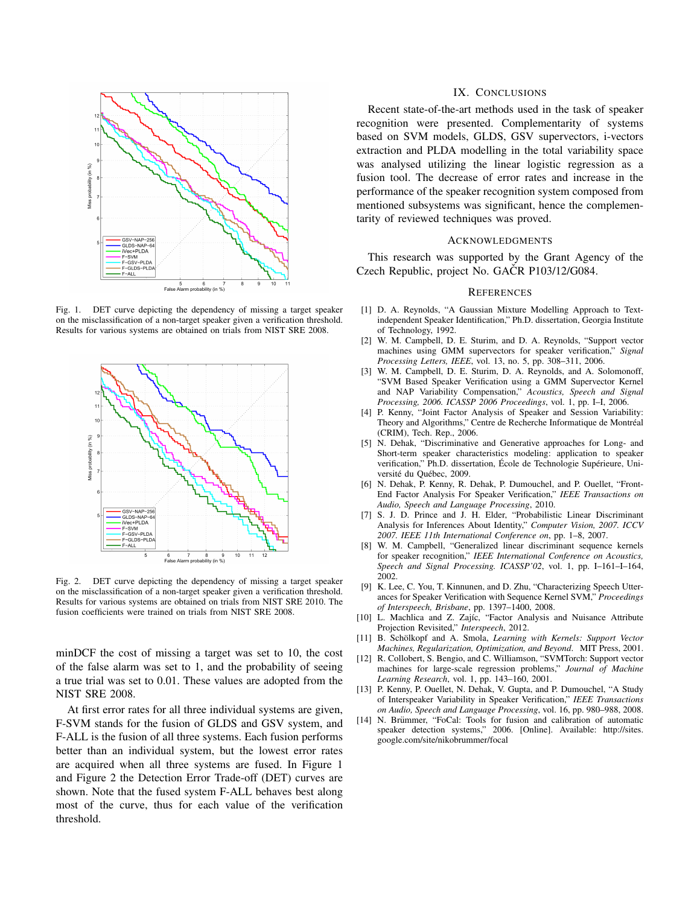12
11
10
9
8
7
6
5
Miss probability (in %)
GSV−NAP−256
GLDS−NAP−64
iVec+PLDA
F−SVM
F−GSV−PLDA
F−GLDS−PLDA
F−ALL
5 6 7 8 9 10 11
False Alarm probability (in %)

Fig. 1. DET curve depicting the dependency of missing a target speaker on the misclassification of a non-target speaker given a verification threshold. Results for various systems are obtained on trials from NIST SRE 2008.

12
11
10
9
8
7
6
5
Miss probability (in %)
GSV−NAP−256
GLDS−NAP−64
iVec+PLDA
F−SVM
F−GSV−PLDA
F−GLDS−PLDA
F−ALL
5 6 7 8 9 10 11 12
False Alarm probability (in %)

Fig. 2. DET curve depicting the dependency of missing a target speaker on the misclassification of a non-target speaker given a verification threshold. Results for various systems are obtained on trials from NIST SRE 2010. The fusion coefficients were trained on trials from NIST SRE 2008.

minDCF the cost of missing a target was set to 10, the cost of the false alarm was set to 1, and the probability of seeing a true trial was set to 0.01. These values are adopted from the NIST SRE 2008.

At first error rates for all three individual systems are given, F-SVM stands for the fusion of GLDS and GSV system, and F-ALL is the fusion of all three systems. Each fusion performs better than an individual system, but the lowest error rates are acquired when all three systems are fused. In Figure 1 and Figure 2 the Detection Error Trade-off (DET) curves are shown. Note that the fused system F-ALL behaves best along most of the curve, thus for each value of the verification threshold.

## IX. Conclusions

Recent state-of-the-art methods used in the task of speaker recognition were presented. Complementarity of systems based on SVM models, GLDS, GSV supervectors, i-vectors extraction and PLDA modelling in the total variability space was analysed utilizing the linear logistic regression as a fusion tool. The decrease of error rates and increase in the performance of the speaker recognition system composed from mentioned subsystems was significant, hence the complementarity of reviewed techniques was proved.

## Acknowledgments

This research was supported by the Grant Agency of the Czech Republic, project No. GAČR P103/12/G084.

## References

[1] D. A. Reynolds, "A Gaussian Mixture Modelling Approach to Text-independent Speaker Identification," Ph.D. dissertation, Georgia Institute of Technology, 1992.

[2] W. M. Campbell, D. E. Sturim, and D. A. Reynolds, "Support vector machines using GMM supervectors for speaker verification," *Signal Processing Letters, IEEE*, vol. 13, no. 5, pp. 308–311, 2006.

[3] W. M. Campbell, D. E. Sturim, D. A. Reynolds, and A. Solomonoff, "SVM Based Speaker Verification using a GMM Supervector Kernel and NAP Variability Compensation," *Acoustics, Speech and Signal Processing, 2006. ICASSP 2006 Proceedings*, vol. 1, pp. I–I, 2006.

[4] P. Kenny, "Joint Factor Analysis of Speaker and Session Variability: Theory and Algorithms," Centre de Recherche Informatique de Montréal (CRIM), Tech. Rep., 2006.

[5] N. Dehak, "Discriminative and Generative approaches for Long- and Short-term speaker characteristics modeling: application to speaker verification," Ph.D. dissertation, École de Technologie Supérieure, Université du Québec, 2009.

[6] N. Dehak, P. Kenny, R. Dehak, P. Dumouchel, and P. Ouellet, "Front-End Factor Analysis For Speaker Verification," *IEEE Transactions on Audio, Speech and Language Processing*, 2010.

[7] S. J. D. Prince and J. H. Elder, "Probabilistic Linear Discriminant Analysis for Inferences About Identity," *Computer Vision, 2007. ICCV 2007. IEEE 11th International Conference on*, pp. 1–8, 2007.

[8] W. M. Campbell, "Generalized linear discriminant sequence kernels for speaker recognition," *IEEE International Conference on Acoustics, Speech and Signal Processing. ICASSP'02*, vol. 1, pp. I–161–I–164, 2002.

[9] K. Lee, C. You, T. Kinnunen, and D. Zhu, "Characterizing Speech Utterances for Speaker Verification with Sequence Kernel SVM," *Proceedings of Interspeech, Brisbane*, pp. 1397–1400, 2008.

[10] L. Machlica and Z. Zajíc, "Factor Analysis and Nuisance Attribute Projection Revisited," *Interspeech*, 2012.

[11] B. Schölkopf and A. Smola, *Learning with Kernels: Support Vector Machines, Regularization, Optimization, and Beyond*. MIT Press, 2001.

[12] R. Collobert, S. Bengio, and C. Williamson, "SVMTorch: Support vector machines for large-scale regression problems," *Journal of Machine Learning Research*, vol. 1, pp. 143–160, 2001.

[13] P. Kenny, P. Ouellet, N. Dehak, V. Gupta, and P. Dumouchel, "A Study of Interspeaker Variability in Speaker Verification," *IEEE Transactions on Audio, Speech and Language Processing*, vol. 16, pp. 980–988, 2008.

[14] N. Brümmer, "FoCal: Tools for fusion and calibration of automatic speaker detection systems," 2006. [Online]. Available: http://sites.google.com/site/nikobrummer/focal